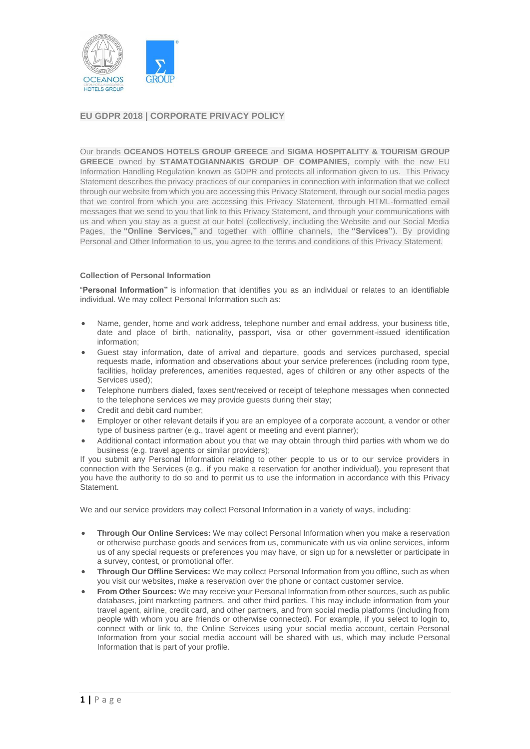## EU GDPR 2018 | CORPORATE PRIVACY POLICY

Our brands **OCEANOS HOTELS GROUP GREECE** and **SIGMA HOSPITALITY & TOURISM GROUP GREECE** owned by **STAMATOGIANNAKIS GROUP OF COMPANIES,** comply with the new EU Information Handling Regulation known as GDPR and protects all information given to us. This Privacy Statement describes the privacy practices of our companies in connection with information that we collect through our website from which you are accessing this Privacy Statement, through our social media pages that we control from which you are accessing this Privacy Statement, through HTML-formatted email messages that we send to you that link to this Privacy Statement, and through your communications with us and when you stay as a guest at our hotel (collectively, including the Website and our Social Media Pages, the **"Online Services,"** and together with offline channels, the **"Services"**). By providing Personal and Other Information to us, you agree to the terms and conditions of this Privacy Statement.

### Collection of Personal Information

"**Personal Information"** is information that identifies you as an individual or relates to an identifiable individual. We may collect Personal Information such as:

- Name, gender, home and work address, telephone number and email address, your business title, date and place of birth, nationality, passport, visa or other government-issued identification information;
- Guest stay information, date of arrival and departure, goods and services purchased, special requests made, information and observations about your service preferences (including room type, facilities, holiday preferences, amenities requested, ages of children or any other aspects of the Services used);
- Telephone numbers dialed, faxes sent/received or receipt of telephone messages when connected to the telephone services we may provide guests during their stay;
- Credit and debit card number;
- Employer or other relevant details if you are an employee of a corporate account, a vendor or other type of business partner (e.g., travel agent or meeting and event planner);
- Additional contact information about you that we may obtain through third parties with whom we do business (e.g. travel agents or similar providers);

If you submit any Personal Information relating to other people to us or to our service providers in connection with the Services (e.g., if you make a reservation for another individual), you represent that you have the authority to do so and to permit us to use the information in accordance with this Privacy Statement.

We and our service providers may collect Personal Information in a variety of ways, including:

- **Through Our Online Services:** We may collect Personal Information when you make a reservation or otherwise purchase goods and services from us, communicate with us via online services, inform us of any special requests or preferences you may have, or sign up for a newsletter or participate in a survey, contest, or promotional offer.
- **Through Our Offline Services:** We may collect Personal Information from you offline, such as when you visit our websites, make a reservation over the phone or contact customer service.
- **From Other Sources:** We may receive your Personal Information from other sources, such as public databases, joint marketing partners, and other third parties. This may include information from your travel agent, airline, credit card, and other partners, and from social media platforms (including from people with whom you are friends or otherwise connected). For example, if you select to login to, connect with or link to, the Online Services using your social media account, certain Personal Information from your social media account will be shared with us, which may include Personal Information that is part of your profile.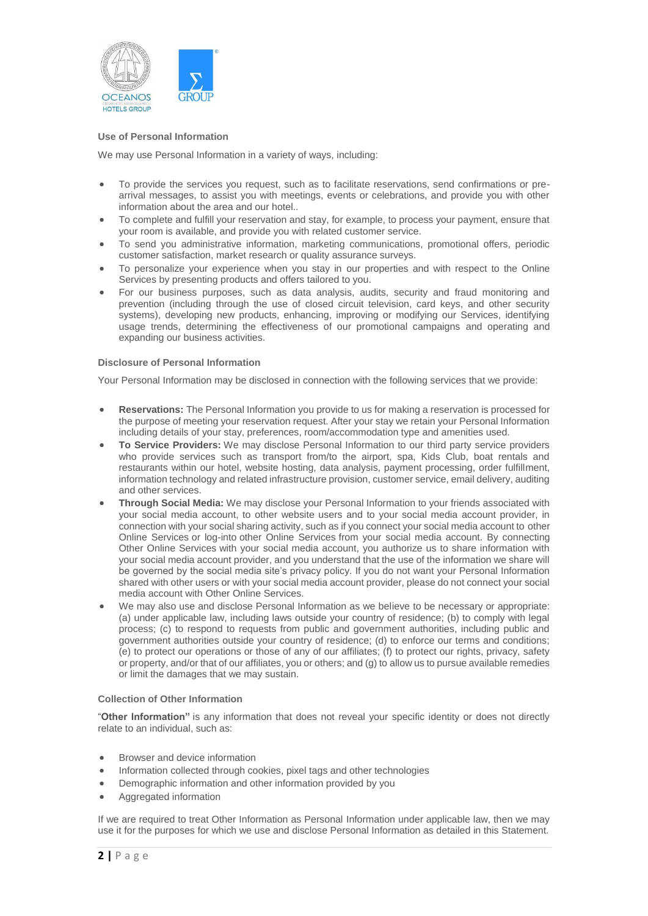### Use of Personal Information

We may use Personal Information in a variety of ways, including:

- To provide the services you request, such as to facilitate reservations, send confirmations or pre-arrival messages, to assist you with meetings, events or celebrations, and provide you with other information about the area and our hotel..
- To complete and fulfill your reservation and stay, for example, to process your payment, ensure that your room is available, and provide you with related customer service.
- To send you administrative information, marketing communications, promotional offers, periodic customer satisfaction, market research or quality assurance surveys.
- To personalize your experience when you stay in our properties and with respect to the Online Services by presenting products and offers tailored to you.
- For our business purposes, such as data analysis, audits, security and fraud monitoring and prevention (including through the use of closed circuit television, card keys, and other security systems), developing new products, enhancing, improving or modifying our Services, identifying usage trends, determining the effectiveness of our promotional campaigns and operating and expanding our business activities.

### Disclosure of Personal Information

Your Personal Information may be disclosed in connection with the following services that we provide:

- **Reservations:** The Personal Information you provide to us for making a reservation is processed for the purpose of meeting your reservation request. After your stay we retain your Personal Information including details of your stay, preferences, room/accommodation type and amenities used.
- **To Service Providers:** We may disclose Personal Information to our third party service providers who provide services such as transport from/to the airport, spa, Kids Club, boat rentals and restaurants within our hotel, website hosting, data analysis, payment processing, order fulfillment, information technology and related infrastructure provision, customer service, email delivery, auditing and other services.
- **Through Social Media:** We may disclose your Personal Information to your friends associated with your social media account, to other website users and to your social media account provider, in connection with your social sharing activity, such as if you connect your social media account to other Online Services or log-into other Online Services from your social media account. By connecting Other Online Services with your social media account, you authorize us to share information with your social media account provider, and you understand that the use of the information we share will be governed by the social media site's privacy policy. If you do not want your Personal Information shared with other users or with your social media account provider, please do not connect your social media account with Other Online Services.
- We may also use and disclose Personal Information as we believe to be necessary or appropriate: (a) under applicable law, including laws outside your country of residence; (b) to comply with legal process; (c) to respond to requests from public and government authorities, including public and government authorities outside your country of residence; (d) to enforce our terms and conditions; (e) to protect our operations or those of any of our affiliates; (f) to protect our rights, privacy, safety or property, and/or that of our affiliates, you or others; and (g) to allow us to pursue available remedies or limit the damages that we may sustain.

### Collection of Other Information

"**Other Information"** is any information that does not reveal your specific identity or does not directly relate to an individual, such as:

- Browser and device information
- Information collected through cookies, pixel tags and other technologies
- Demographic information and other information provided by you
- Aggregated information

If we are required to treat Other Information as Personal Information under applicable law, then we may use it for the purposes for which we use and disclose Personal Information as detailed in this Statement.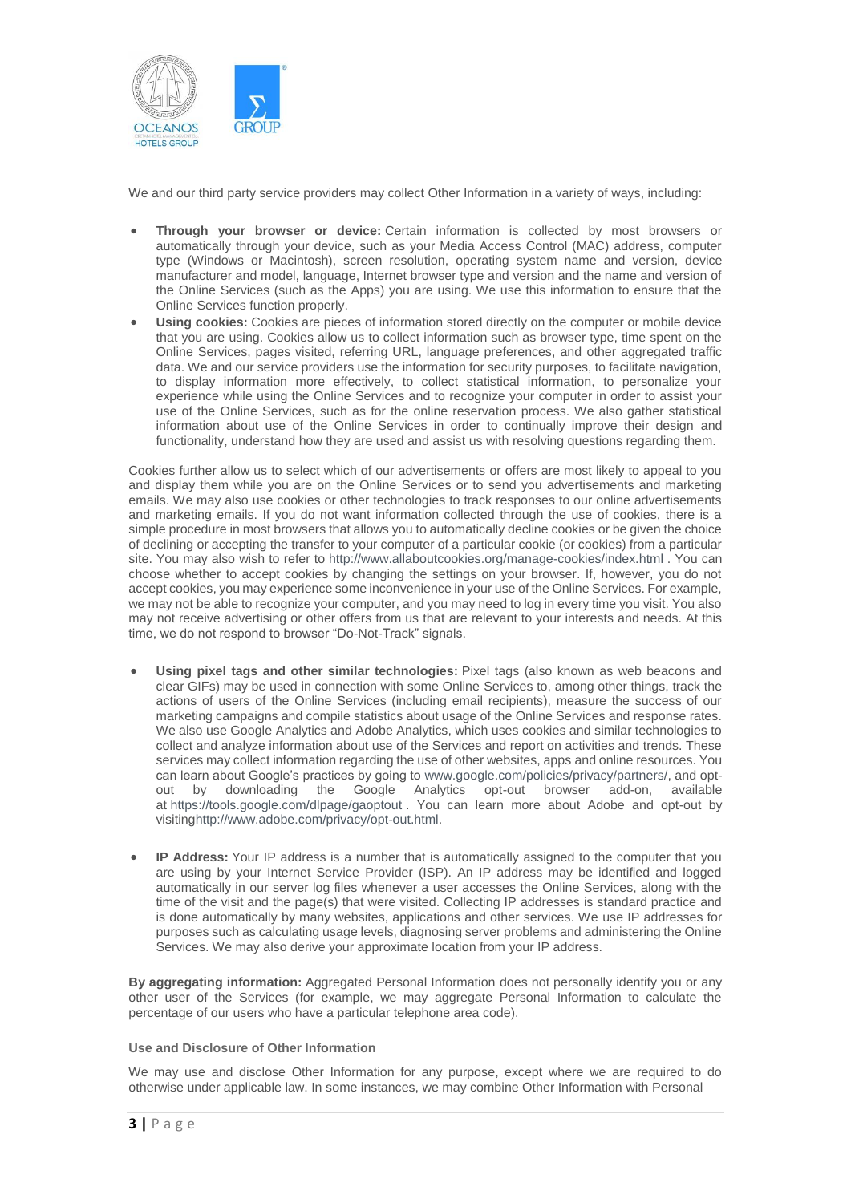We and our third party service providers may collect Other Information in a variety of ways, including:

- **Through your browser or device:** Certain information is collected by most browsers or automatically through your device, such as your Media Access Control (MAC) address, computer type (Windows or Macintosh), screen resolution, operating system name and version, device manufacturer and model, language, Internet browser type and version and the name and version of the Online Services (such as the Apps) you are using. We use this information to ensure that the Online Services function properly.
- **Using cookies:** Cookies are pieces of information stored directly on the computer or mobile device that you are using. Cookies allow us to collect information such as browser type, time spent on the Online Services, pages visited, referring URL, language preferences, and other aggregated traffic data. We and our service providers use the information for security purposes, to facilitate navigation, to display information more effectively, to collect statistical information, to personalize your experience while using the Online Services and to recognize your computer in order to assist your use of the Online Services, such as for the online reservation process. We also gather statistical information about use of the Online Services in order to continually improve their design and functionality, understand how they are used and assist us with resolving questions regarding them.

Cookies further allow us to select which of our advertisements or offers are most likely to appeal to you and display them while you are on the Online Services or to send you advertisements and marketing emails. We may also use cookies or other technologies to track responses to our online advertisements and marketing emails. If you do not want information collected through the use of cookies, there is a simple procedure in most browsers that allows you to automatically decline cookies or be given the choice of declining or accepting the transfer to your computer of a particular cookie (or cookies) from a particular site. You may also wish to refer to http://www.allaboutcookies.org/manage-cookies/index.html . You can choose whether to accept cookies by changing the settings on your browser. If, however, you do not accept cookies, you may experience some inconvenience in your use of the Online Services. For example, we may not be able to recognize your computer, and you may need to log in every time you visit. You also may not receive advertising or other offers from us that are relevant to your interests and needs. At this time, we do not respond to browser "Do-Not-Track" signals.

- **Using pixel tags and other similar technologies:** Pixel tags (also known as web beacons and clear GIFs) may be used in connection with some Online Services to, among other things, track the actions of users of the Online Services (including email recipients), measure the success of our marketing campaigns and compile statistics about usage of the Online Services and response rates. We also use Google Analytics and Adobe Analytics, which uses cookies and similar technologies to collect and analyze information about use of the Services and report on activities and trends. These services may collect information regarding the use of other websites, apps and online resources. You can learn about Google's practices by going to www.google.com/policies/privacy/partners/, and opt-out by downloading the Google Analytics opt-out browser add-on, available at https://tools.google.com/dlpage/gaoptout . You can learn more about Adobe and opt-out by visitinghttp://www.adobe.com/privacy/opt-out.html.

- **IP Address:** Your IP address is a number that is automatically assigned to the computer that you are using by your Internet Service Provider (ISP). An IP address may be identified and logged automatically in our server log files whenever a user accesses the Online Services, along with the time of the visit and the page(s) that were visited. Collecting IP addresses is standard practice and is done automatically by many websites, applications and other services. We use IP addresses for purposes such as calculating usage levels, diagnosing server problems and administering the Online Services. We may also derive your approximate location from your IP address.

**By aggregating information:** Aggregated Personal Information does not personally identify you or any other user of the Services (for example, we may aggregate Personal Information to calculate the percentage of our users who have a particular telephone area code).

#### Use and Disclosure of Other Information

We may use and disclose Other Information for any purpose, except where we are required to do otherwise under applicable law. In some instances, we may combine Other Information with Personal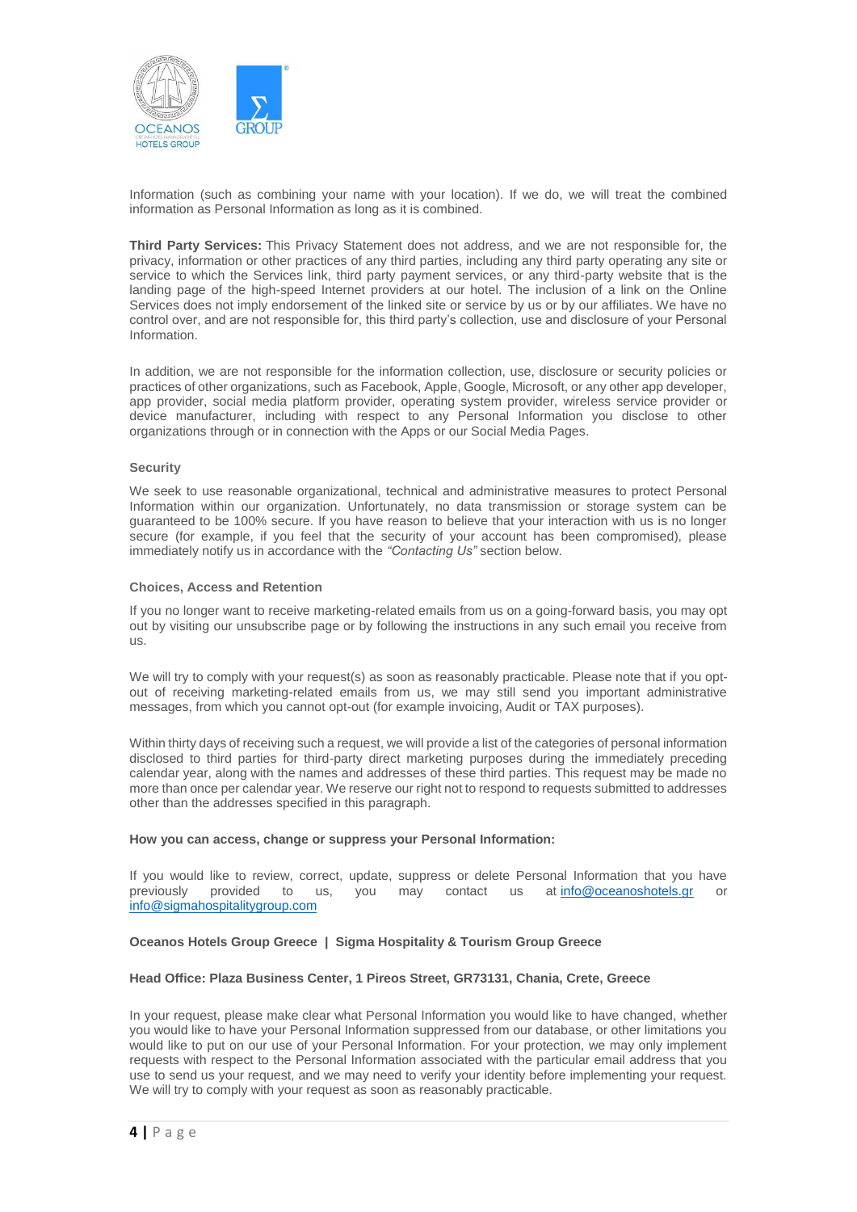Information (such as combining your name with your location). If we do, we will treat the combined information as Personal Information as long as it is combined.

**Third Party Services:** This Privacy Statement does not address, and we are not responsible for, the privacy, information or other practices of any third parties, including any third party operating any site or service to which the Services link, third party payment services, or any third-party website that is the landing page of the high-speed Internet providers at our hotel. The inclusion of a link on the Online Services does not imply endorsement of the linked site or service by us or by our affiliates. We have no control over, and are not responsible for, this third party's collection, use and disclosure of your Personal Information.

In addition, we are not responsible for the information collection, use, disclosure or security policies or practices of other organizations, such as Facebook, Apple, Google, Microsoft, or any other app developer, app provider, social media platform provider, operating system provider, wireless service provider or device manufacturer, including with respect to any Personal Information you disclose to other organizations through or in connection with the Apps or our Social Media Pages.

#### Security

We seek to use reasonable organizational, technical and administrative measures to protect Personal Information within our organization. Unfortunately, no data transmission or storage system can be guaranteed to be 100% secure. If you have reason to believe that your interaction with us is no longer secure (for example, if you feel that the security of your account has been compromised), please immediately notify us in accordance with the *"Contacting Us"* section below.

#### Choices, Access and Retention

If you no longer want to receive marketing-related emails from us on a going-forward basis, you may opt out by visiting our unsubscribe page or by following the instructions in any such email you receive from us.

We will try to comply with your request(s) as soon as reasonably practicable. Please note that if you opt-out of receiving marketing-related emails from us, we may still send you important administrative messages, from which you cannot opt-out (for example invoicing, Audit or TAX purposes).

Within thirty days of receiving such a request, we will provide a list of the categories of personal information disclosed to third parties for third-party direct marketing purposes during the immediately preceding calendar year, along with the names and addresses of these third parties. This request may be made no more than once per calendar year. We reserve our right not to respond to requests submitted to addresses other than the addresses specified in this paragraph.

**How you can access, change or suppress your Personal Information:**

If you would like to review, correct, update, suppress or delete Personal Information that you have previously provided to us, you may contact us at info@oceanoshotels.gr or info@sigmahospitalitygroup.com

**Oceanos Hotels Group Greece | Sigma Hospitality & Tourism Group Greece**

**Head Office: Plaza Business Center, 1 Pireos Street, GR73131, Chania, Crete, Greece**

In your request, please make clear what Personal Information you would like to have changed, whether you would like to have your Personal Information suppressed from our database, or other limitations you would like to put on our use of your Personal Information. For your protection, we may only implement requests with respect to the Personal Information associated with the particular email address that you use to send us your request, and we may need to verify your identity before implementing your request. We will try to comply with your request as soon as reasonably practicable.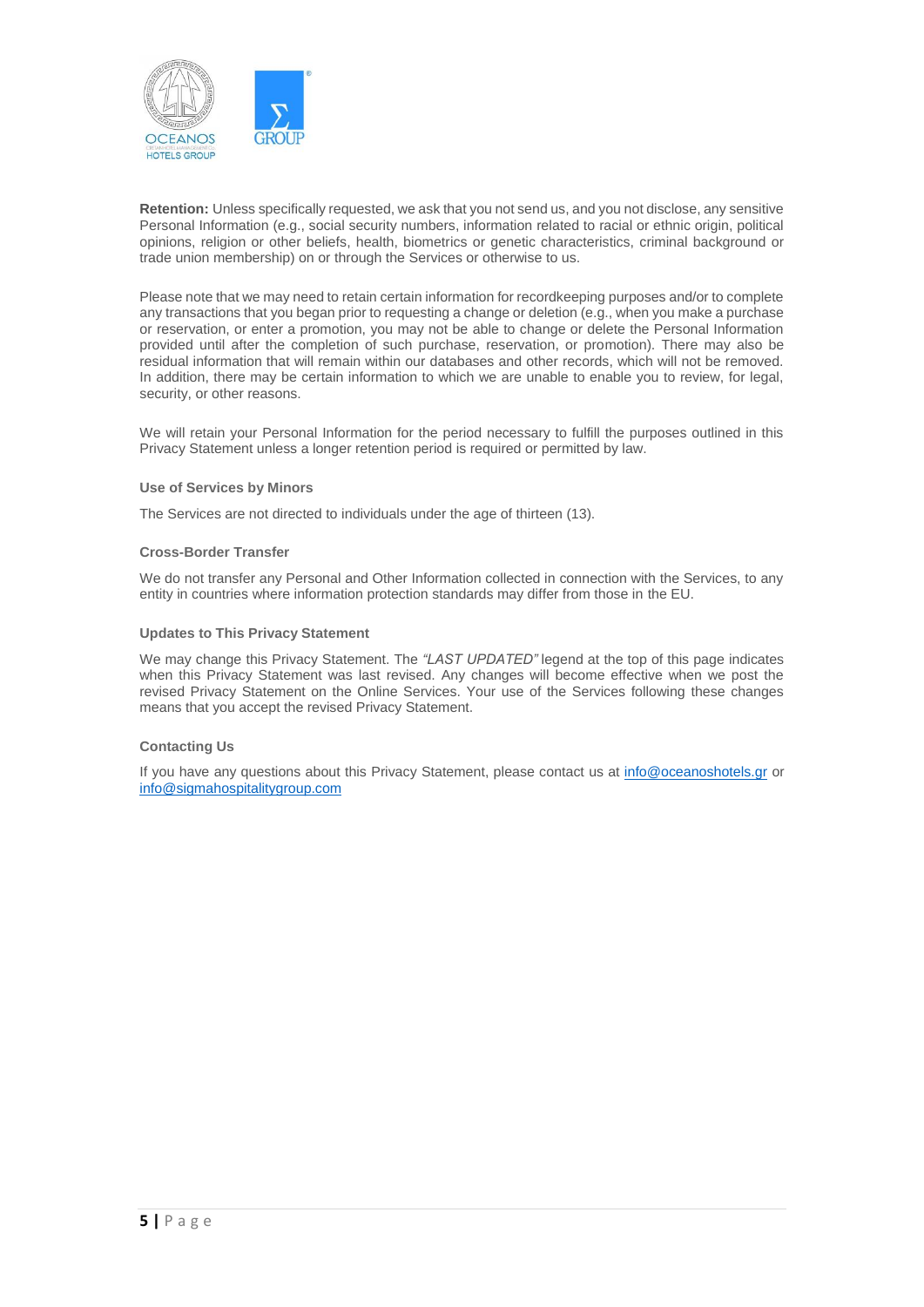**Retention:** Unless specifically requested, we ask that you not send us, and you not disclose, any sensitive Personal Information (e.g., social security numbers, information related to racial or ethnic origin, political opinions, religion or other beliefs, health, biometrics or genetic characteristics, criminal background or trade union membership) on or through the Services or otherwise to us.

Please note that we may need to retain certain information for recordkeeping purposes and/or to complete any transactions that you began prior to requesting a change or deletion (e.g., when you make a purchase or reservation, or enter a promotion, you may not be able to change or delete the Personal Information provided until after the completion of such purchase, reservation, or promotion). There may also be residual information that will remain within our databases and other records, which will not be removed. In addition, there may be certain information to which we are unable to enable you to review, for legal, security, or other reasons.

We will retain your Personal Information for the period necessary to fulfill the purposes outlined in this Privacy Statement unless a longer retention period is required or permitted by law.

### Use of Services by Minors

The Services are not directed to individuals under the age of thirteen (13).

### Cross-Border Transfer

We do not transfer any Personal and Other Information collected in connection with the Services, to any entity in countries where information protection standards may differ from those in the EU.

### Updates to This Privacy Statement

We may change this Privacy Statement. The *"LAST UPDATED"* legend at the top of this page indicates when this Privacy Statement was last revised. Any changes will become effective when we post the revised Privacy Statement on the Online Services. Your use of the Services following these changes means that you accept the revised Privacy Statement.

### Contacting Us

If you have any questions about this Privacy Statement, please contact us at info@oceanoshotels.gr or info@sigmahospitalitygroup.com